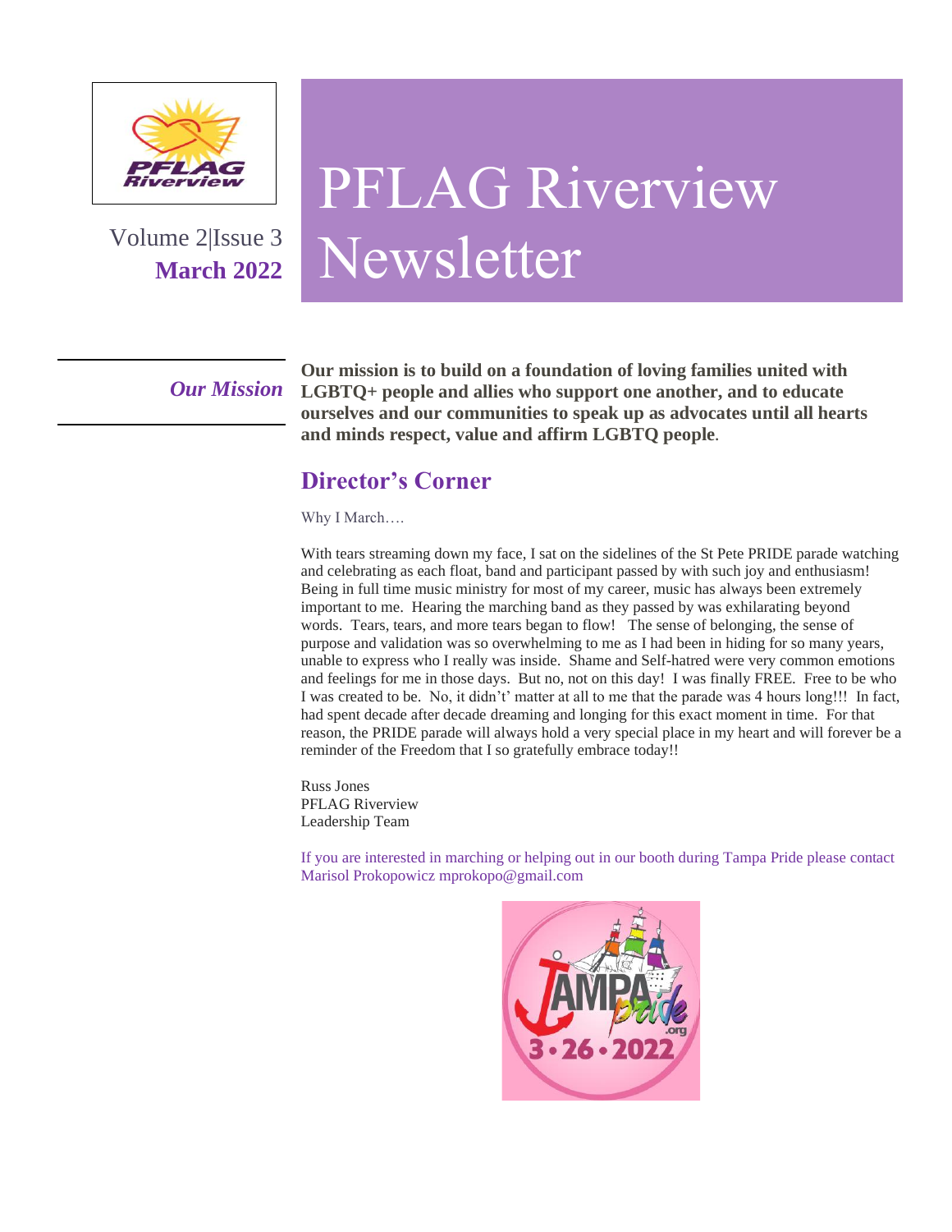# PFLAG Riverview Newsletter

Volume 2|Issue 3
**March 2022**

***Our Mission***

**Our mission is to build on a foundation of loving families united with LGBTQ+ people and allies who support one another, and to educate ourselves and our communities to speak up as advocates until all hearts and minds respect, value and affirm LGBTQ people.**

## Director's Corner

Why I March….

With tears streaming down my face, I sat on the sidelines of the St Pete PRIDE parade watching and celebrating as each float, band and participant passed by with such joy and enthusiasm! Being in full time music ministry for most of my career, music has always been extremely important to me. Hearing the marching band as they passed by was exhilarating beyond words. Tears, tears, and more tears began to flow! The sense of belonging, the sense of purpose and validation was so overwhelming to me as I had been in hiding for so many years, unable to express who I really was inside. Shame and Self-hatred were very common emotions and feelings for me in those days. But no, not on this day! I was finally FREE. Free to be who I was created to be. No, it didn't' matter at all to me that the parade was 4 hours long!!! In fact, had spent decade after decade dreaming and longing for this exact moment in time. For that reason, the PRIDE parade will always hold a very special place in my heart and will forever be a reminder of the Freedom that I so gratefully embrace today!!

Russ Jones
PFLAG Riverview
Leadership Team

If you are interested in marching or helping out in our booth during Tampa Pride please contact Marisol Prokopowicz mprokopo@gmail.com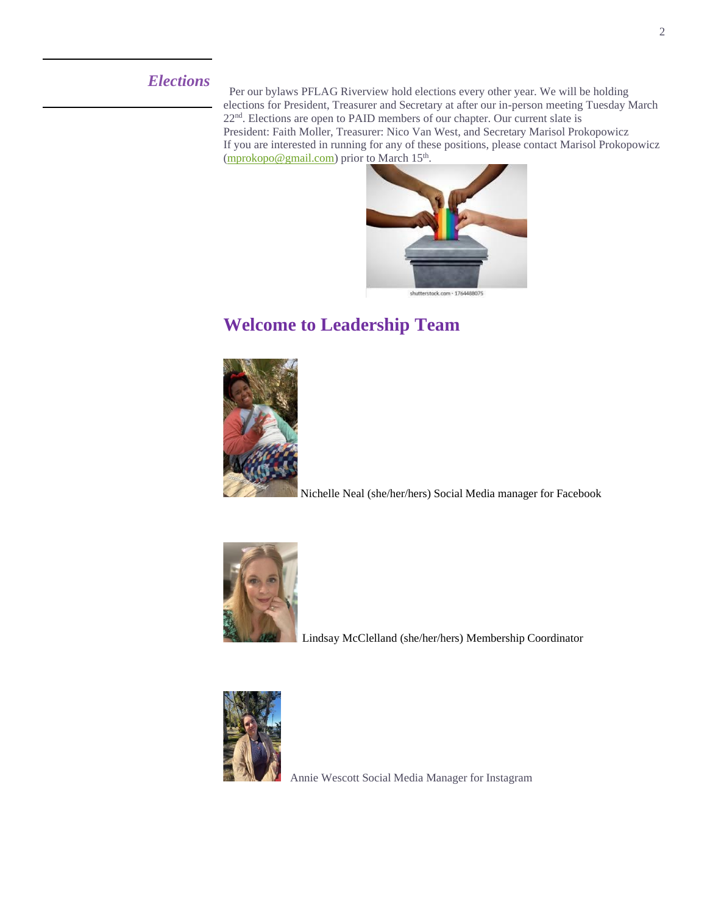## *Elections*

Per our bylaws PFLAG Riverview hold elections every other year. We will be holding elections for President, Treasurer and Secretary at after our in-person meeting Tuesday March 22nd. Elections are open to PAID members of our chapter. Our current slate is
President: Faith Moller, Treasurer: Nico Van West, and Secretary Marisol Prokopowicz
If you are interested in running for any of these positions, please contact Marisol Prokopowicz (mprokopo@gmail.com) prior to March 15th.

## Welcome to Leadership Team

Nichelle Neal (she/her/hers) Social Media manager for Facebook

Lindsay McClelland (she/her/hers) Membership Coordinator

Annie Wescott Social Media Manager for Instagram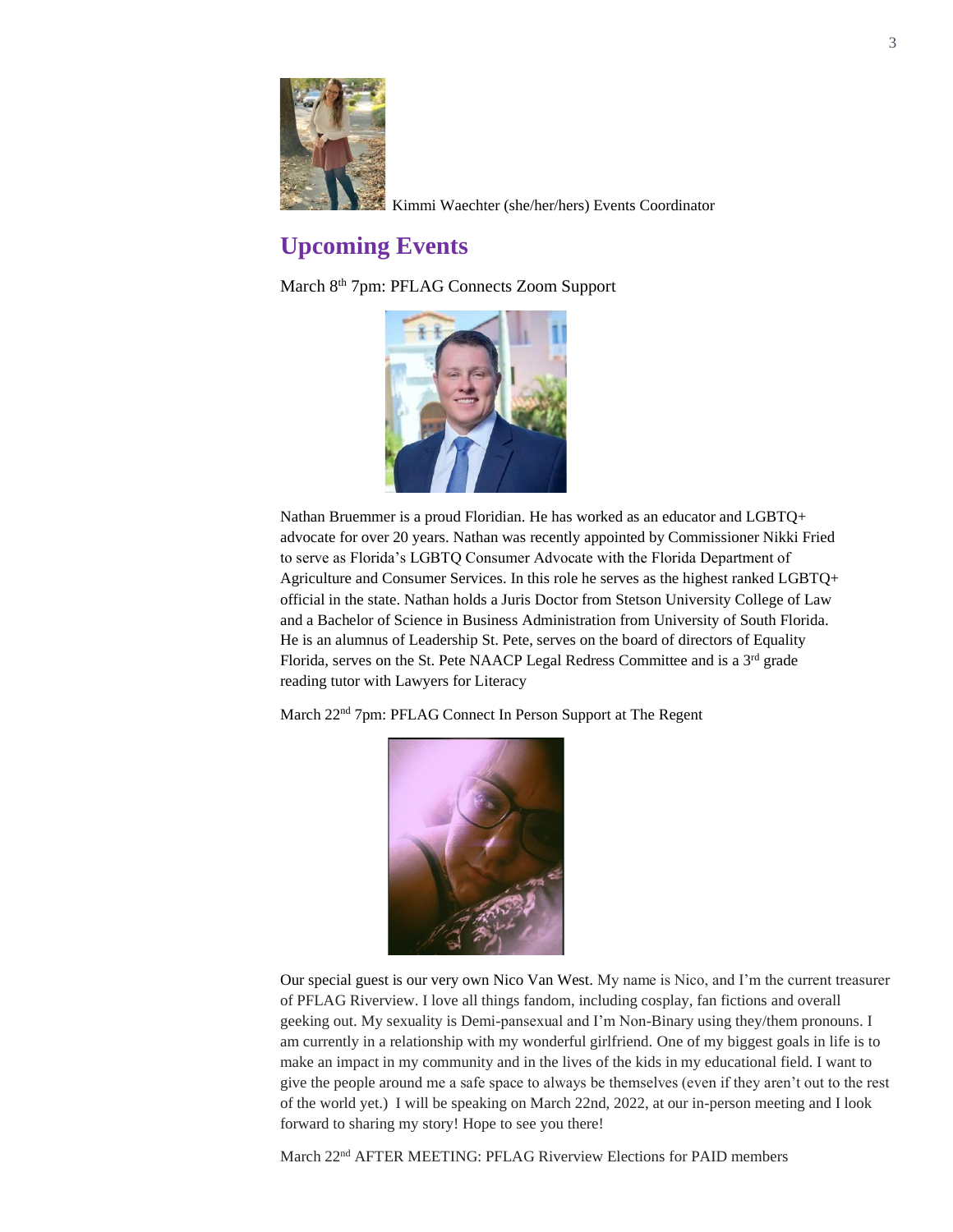Kimmi Waechter (she/her/hers) Events Coordinator

## Upcoming Events

March 8th 7pm: PFLAG Connects Zoom Support

Nathan Bruemmer is a proud Floridian. He has worked as an educator and LGBTQ+ advocate for over 20 years. Nathan was recently appointed by Commissioner Nikki Fried to serve as Florida's LGBTQ Consumer Advocate with the Florida Department of Agriculture and Consumer Services. In this role he serves as the highest ranked LGBTQ+ official in the state. Nathan holds a Juris Doctor from Stetson University College of Law and a Bachelor of Science in Business Administration from University of South Florida. He is an alumnus of Leadership St. Pete, serves on the board of directors of Equality Florida, serves on the St. Pete NAACP Legal Redress Committee and is a 3rd grade reading tutor with Lawyers for Literacy

March 22nd 7pm: PFLAG Connect In Person Support at The Regent

Our special guest is our very own Nico Van West. My name is Nico, and I'm the current treasurer of PFLAG Riverview. I love all things fandom, including cosplay, fan fictions and overall geeking out. My sexuality is Demi-pansexual and I'm Non-Binary using they/them pronouns. I am currently in a relationship with my wonderful girlfriend. One of my biggest goals in life is to make an impact in my community and in the lives of the kids in my educational field. I want to give the people around me a safe space to always be themselves (even if they aren't out to the rest of the world yet.) I will be speaking on March 22nd, 2022, at our in-person meeting and I look forward to sharing my story! Hope to see you there!

March 22nd AFTER MEETING: PFLAG Riverview Elections for PAID members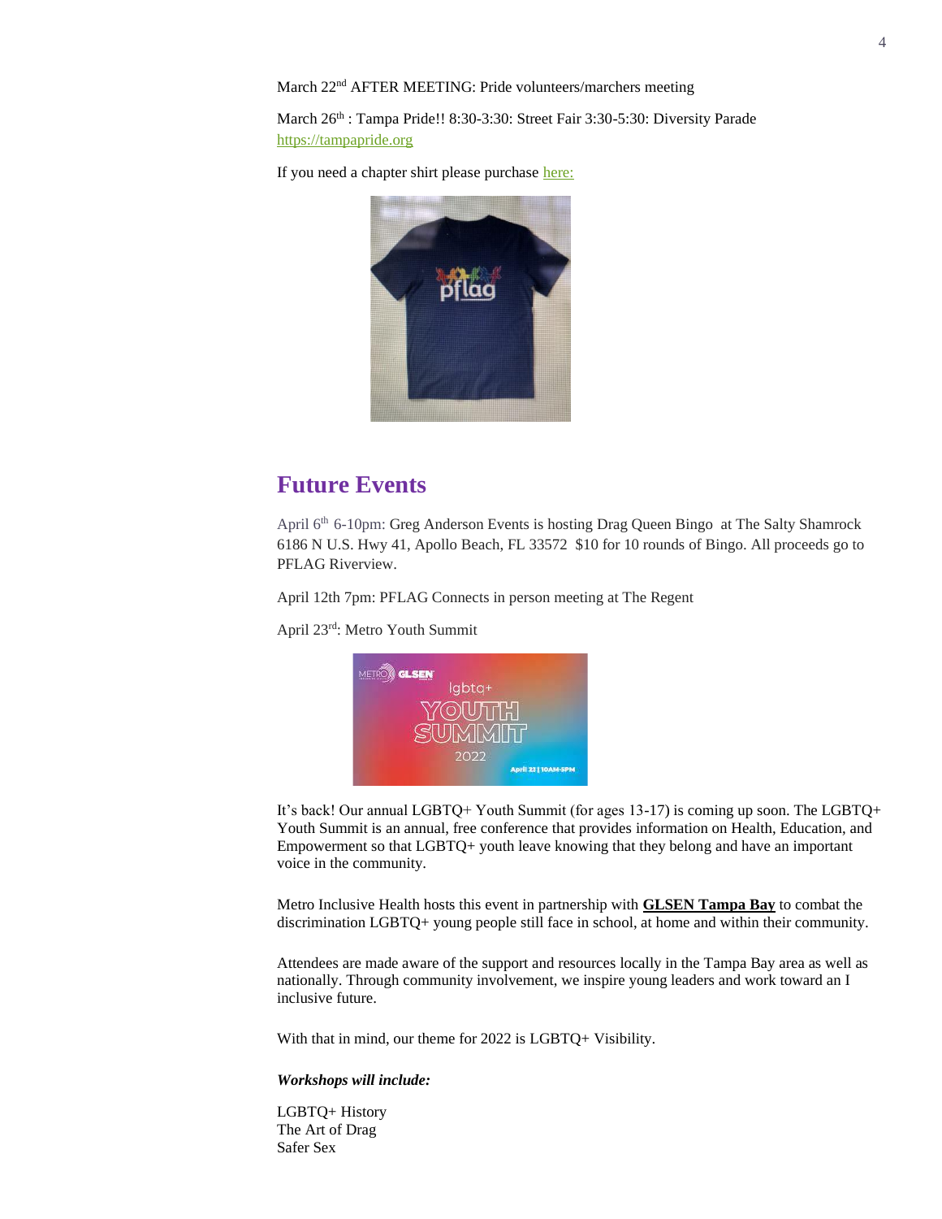March 22nd AFTER MEETING: Pride volunteers/marchers meeting

March 26th : Tampa Pride!! 8:30-3:30: Street Fair 3:30-5:30: Diversity Parade
https://tampapride.org

If you need a chapter shirt please purchase here:

## Future Events

April 6th 6-10pm: Greg Anderson Events is hosting Drag Queen Bingo at The Salty Shamrock 6186 N U.S. Hwy 41, Apollo Beach, FL 33572 $10 for 10 rounds of Bingo. All proceeds go to PFLAG Riverview.

April 12th 7pm: PFLAG Connects in person meeting at The Regent

April 23rd: Metro Youth Summit

It's back! Our annual LGBTQ+ Youth Summit (for ages 13-17) is coming up soon. The LGBTQ+ Youth Summit is an annual, free conference that provides information on Health, Education, and Empowerment so that LGBTQ+ youth leave knowing that they belong and have an important voice in the community.

Metro Inclusive Health hosts this event in partnership with **GLSEN Tampa Bay** to combat the discrimination LGBTQ+ young people still face in school, at home and within their community.

Attendees are made aware of the support and resources locally in the Tampa Bay area as well as nationally. Through community involvement, we inspire young leaders and work toward an I inclusive future.

With that in mind, our theme for 2022 is LGBTQ+ Visibility.

***Workshops will include:***

LGBTQ+ History
The Art of Drag
Safer Sex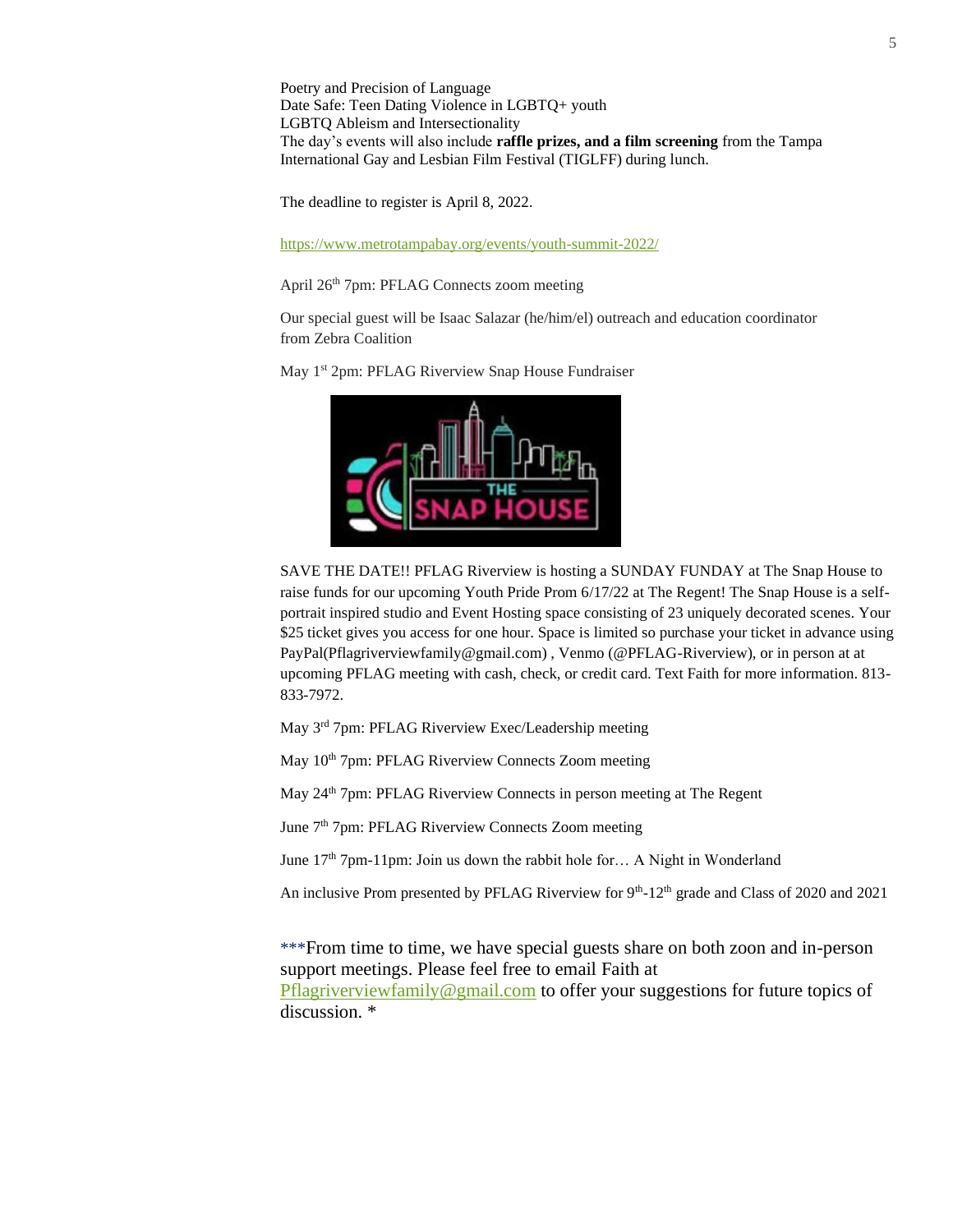Poetry and Precision of Language
Date Safe: Teen Dating Violence in LGBTQ+ youth
LGBTQ Ableism and Intersectionality
The day's events will also include **raffle prizes, and a film screening** from the Tampa International Gay and Lesbian Film Festival (TIGLFF) during lunch.

The deadline to register is April 8, 2022.

https://www.metrotampabay.org/events/youth-summit-2022/

April 26th 7pm: PFLAG Connects zoom meeting

Our special guest will be Isaac Salazar (he/him/el) outreach and education coordinator from Zebra Coalition

May 1st 2pm: PFLAG Riverview Snap House Fundraiser

SAVE THE DATE!! PFLAG Riverview is hosting a SUNDAY FUNDAY at The Snap House to raise funds for our upcoming Youth Pride Prom 6/17/22 at The Regent! The Snap House is a self-portrait inspired studio and Event Hosting space consisting of 23 uniquely decorated scenes. Your $25 ticket gives you access for one hour. Space is limited so purchase your ticket in advance using PayPal(Pflagriverviewfamily@gmail.com) , Venmo (@PFLAG-Riverview), or in person at at upcoming PFLAG meeting with cash, check, or credit card. Text Faith for more information. 813-833-7972.

May 3rd 7pm: PFLAG Riverview Exec/Leadership meeting

May 10th 7pm: PFLAG Riverview Connects Zoom meeting

May 24th 7pm: PFLAG Riverview Connects in person meeting at The Regent

June 7th 7pm: PFLAG Riverview Connects Zoom meeting

June 17th 7pm-11pm: Join us down the rabbit hole for… A Night in Wonderland

An inclusive Prom presented by PFLAG Riverview for 9th-12th grade and Class of 2020 and 2021

***From time to time, we have special guests share on both zoon and in-person support meetings. Please feel free to email Faith at Pflagriverviewfamily@gmail.com to offer your suggestions for future topics of discussion. *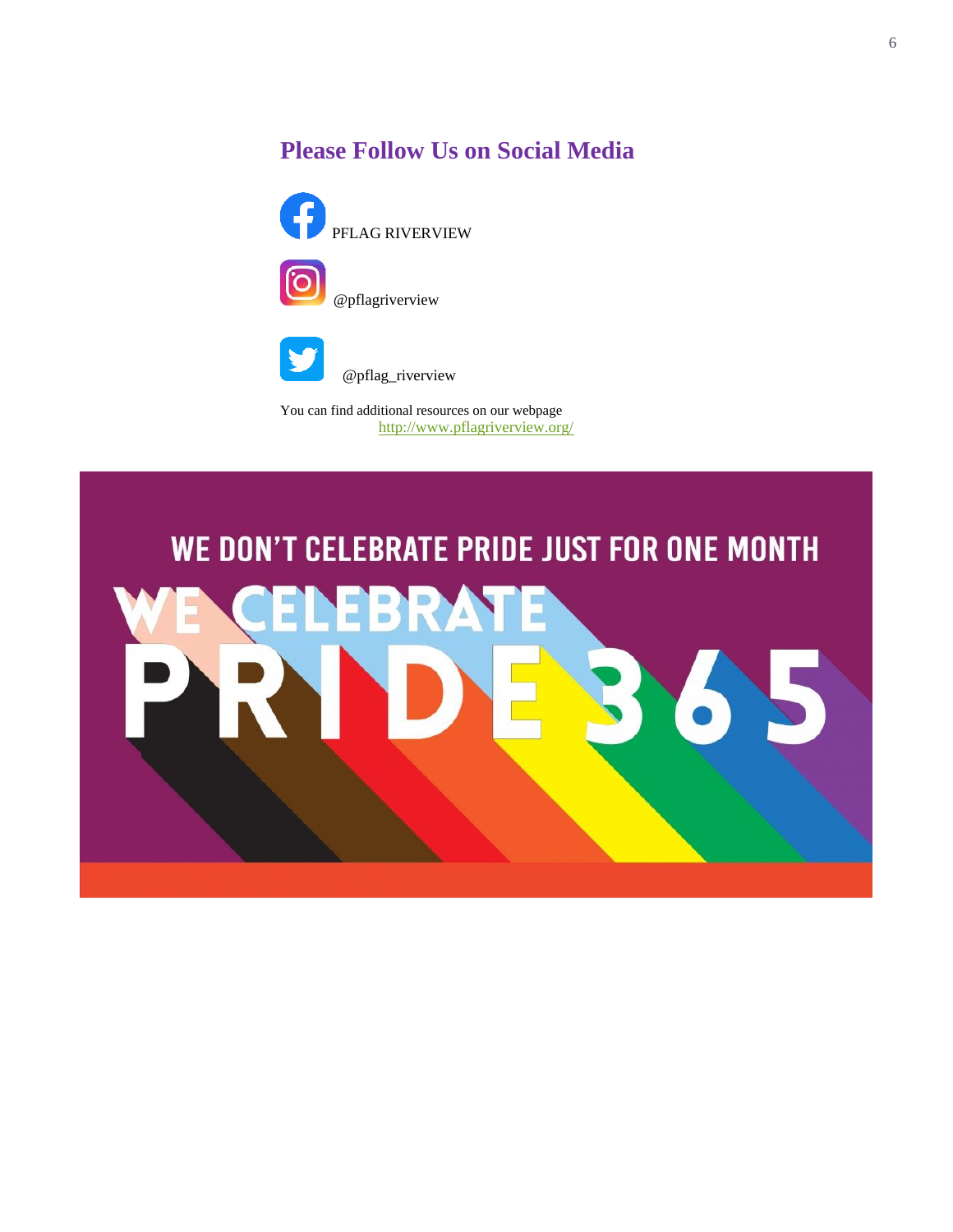## Please Follow Us on Social Media

PFLAG RIVERVIEW

@pflagriverview

@pflag_riverview

You can find additional resources on our webpage
http://www.pflagriverview.org/

WE DON'T CELEBRATE PRIDE JUST FOR ONE MONTH

WE CELEBRATE

PRIDE 365